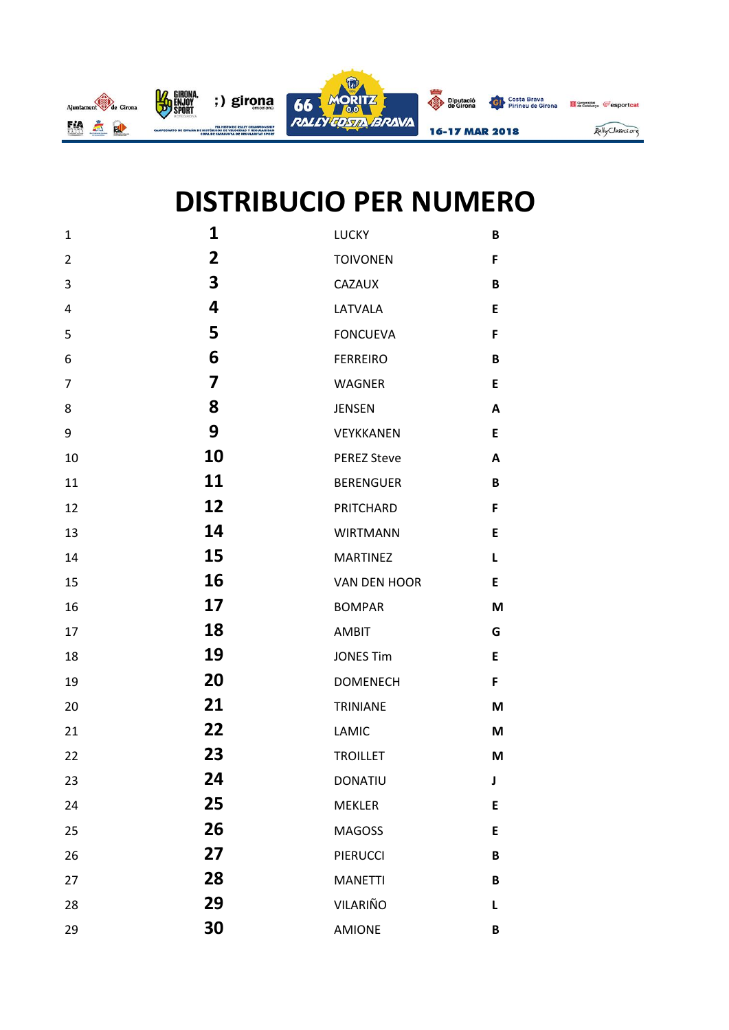# DISTRIBUCIO PER NUMERO

| | | | |
|---|---|---|---|
| 1 | **1** | LUCKY | **B** |
| 2 | **2** | TOIVONEN | **F** |
| 3 | **3** | CAZAUX | **B** |
| 4 | **4** | LATVALA | **E** |
| 5 | **5** | FONCUEVA | **F** |
| 6 | **6** | FERREIRO | **B** |
| 7 | **7** | WAGNER | **E** |
| 8 | **8** | JENSEN | **A** |
| 9 | **9** | VEYKKANEN | **E** |
| 10 | **10** | PEREZ Steve | **A** |
| 11 | **11** | BERENGUER | **B** |
| 12 | **12** | PRITCHARD | **F** |
| 13 | **14** | WIRTMANN | **E** |
| 14 | **15** | MARTINEZ | **L** |
| 15 | **16** | VAN DEN HOOR | **E** |
| 16 | **17** | BOMPAR | **M** |
| 17 | **18** | AMBIT | **G** |
| 18 | **19** | JONES Tim | **E** |
| 19 | **20** | DOMENECH | **F** |
| 20 | **21** | TRINIANE | **M** |
| 21 | **22** | LAMIC | **M** |
| 22 | **23** | TROILLET | **M** |
| 23 | **24** | DONATIU | **J** |
| 24 | **25** | MEKLER | **E** |
| 25 | **26** | MAGOSS | **E** |
| 26 | **27** | PIERUCCI | **B** |
| 27 | **28** | MANETTI | **B** |
| 28 | **29** | VILARIÑO | **L** |
| 29 | **30** | AMIONE | **B** |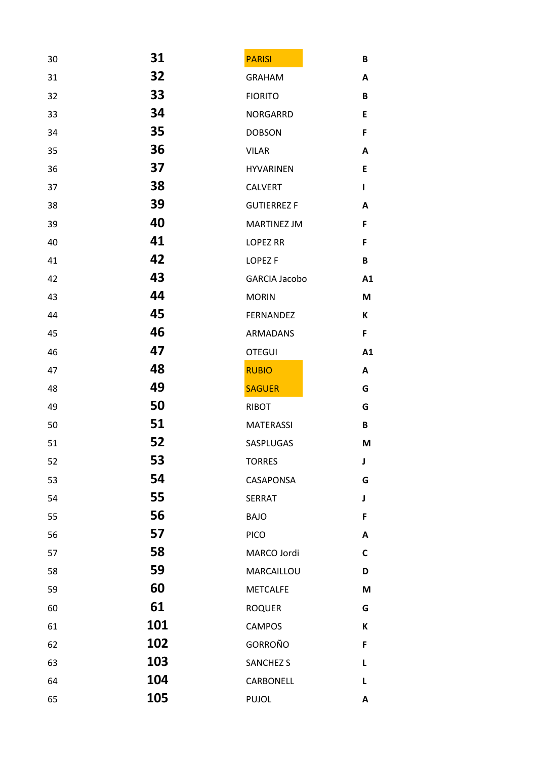| | | | |
|---|---|---|---|
| 30 | **31** | PARISI | **B** |
| 31 | **32** | GRAHAM | **A** |
| 32 | **33** | FIORITO | **B** |
| 33 | **34** | NORGARRD | **E** |
| 34 | **35** | DOBSON | **F** |
| 35 | **36** | VILAR | **A** |
| 36 | **37** | HYVARINEN | **E** |
| 37 | **38** | CALVERT | **I** |
| 38 | **39** | GUTIERREZ F | **A** |
| 39 | **40** | MARTINEZ JM | **F** |
| 40 | **41** | LOPEZ RR | **F** |
| 41 | **42** | LOPEZ F | **B** |
| 42 | **43** | GARCIA Jacobo | **A1** |
| 43 | **44** | MORIN | **M** |
| 44 | **45** | FERNANDEZ | **K** |
| 45 | **46** | ARMADANS | **F** |
| 46 | **47** | OTEGUI | **A1** |
| 47 | **48** | RUBIO | **A** |
| 48 | **49** | SAGUER | **G** |
| 49 | **50** | RIBOT | **G** |
| 50 | **51** | MATERASSI | **B** |
| 51 | **52** | SASPLUGAS | **M** |
| 52 | **53** | TORRES | **J** |
| 53 | **54** | CASAPONSA | **G** |
| 54 | **55** | SERRAT | **J** |
| 55 | **56** | BAJO | **F** |
| 56 | **57** | PICO | **A** |
| 57 | **58** | MARCO Jordi | **C** |
| 58 | **59** | MARCAILLOU | **D** |
| 59 | **60** | METCALFE | **M** |
| 60 | **61** | ROQUER | **G** |
| 61 | **101** | CAMPOS | **K** |
| 62 | **102** | GORROÑO | **F** |
| 63 | **103** | SANCHEZ S | **L** |
| 64 | **104** | CARBONELL | **L** |
| 65 | **105** | PUJOL | **A** |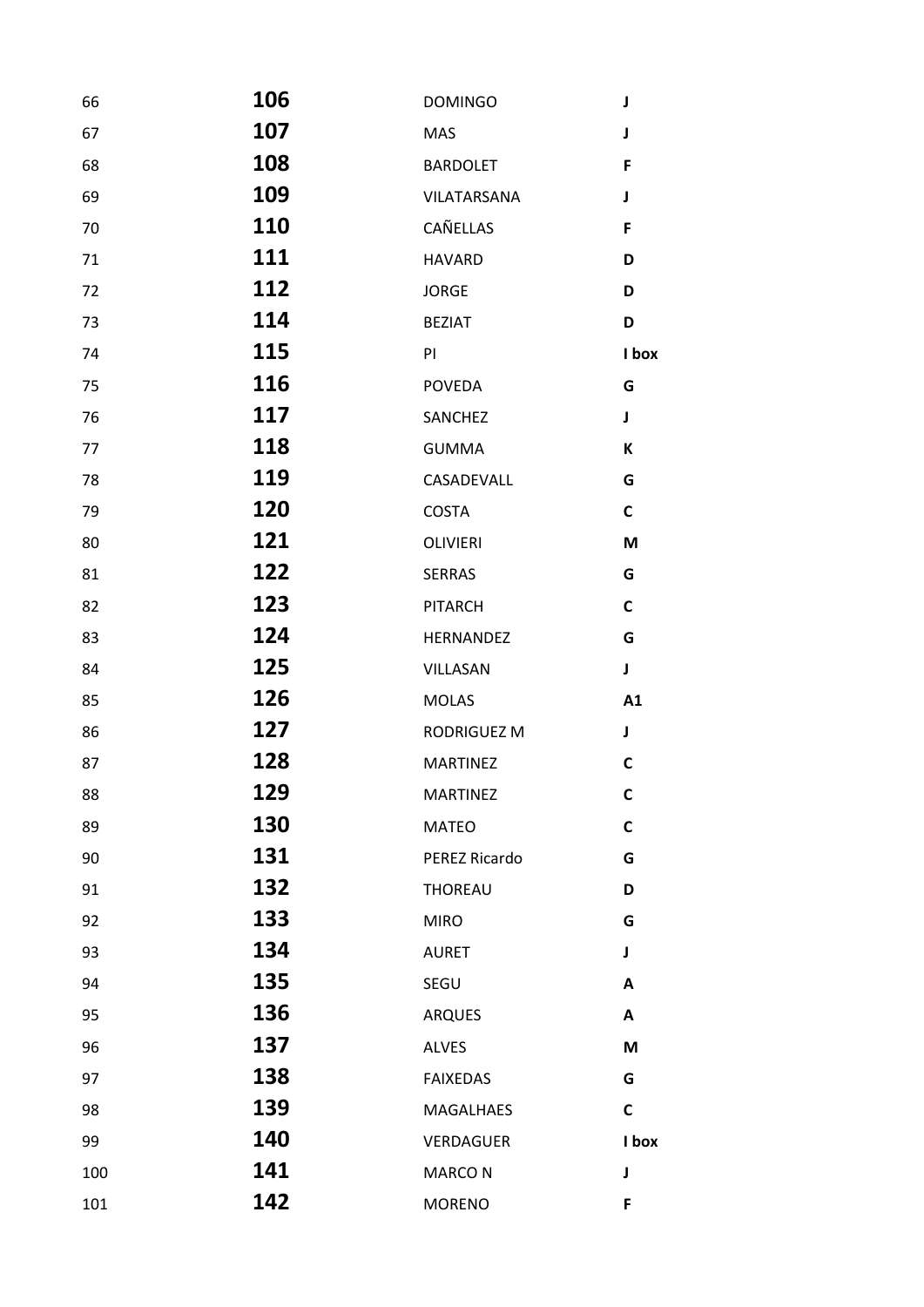| | | | |
|---|---|---|---|
| 66 | **106** | DOMINGO | **J** |
| 67 | **107** | MAS | **J** |
| 68 | **108** | BARDOLET | **F** |
| 69 | **109** | VILATARSANA | **J** |
| 70 | **110** | CAÑELLAS | **F** |
| 71 | **111** | HAVARD | **D** |
| 72 | **112** | JORGE | **D** |
| 73 | **114** | BEZIAT | **D** |
| 74 | **115** | PI | **I box** |
| 75 | **116** | POVEDA | **G** |
| 76 | **117** | SANCHEZ | **J** |
| 77 | **118** | GUMMA | **K** |
| 78 | **119** | CASADEVALL | **G** |
| 79 | **120** | COSTA | **C** |
| 80 | **121** | OLIVIERI | **M** |
| 81 | **122** | SERRAS | **G** |
| 82 | **123** | PITARCH | **C** |
| 83 | **124** | HERNANDEZ | **G** |
| 84 | **125** | VILLASAN | **J** |
| 85 | **126** | MOLAS | **A1** |
| 86 | **127** | RODRIGUEZ M | **J** |
| 87 | **128** | MARTINEZ | **C** |
| 88 | **129** | MARTINEZ | **C** |
| 89 | **130** | MATEO | **C** |
| 90 | **131** | PEREZ Ricardo | **G** |
| 91 | **132** | THOREAU | **D** |
| 92 | **133** | MIRO | **G** |
| 93 | **134** | AURET | **J** |
| 94 | **135** | SEGU | **A** |
| 95 | **136** | ARQUES | **A** |
| 96 | **137** | ALVES | **M** |
| 97 | **138** | FAIXEDAS | **G** |
| 98 | **139** | MAGALHAES | **C** |
| 99 | **140** | VERDAGUER | **I box** |
| 100 | **141** | MARCO N | **J** |
| 101 | **142** | MORENO | **F** |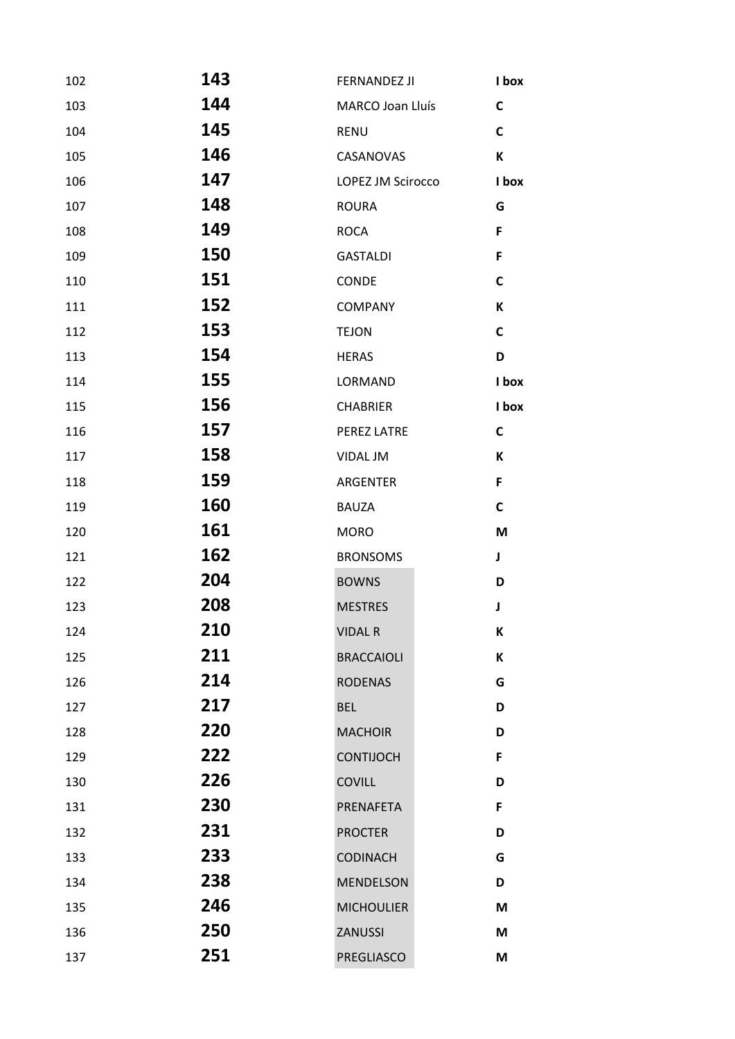|  |  |  |  |
|---|---|---|---|
| 102 | **143** | FERNANDEZ JI | **I box** |
| 103 | **144** | MARCO Joan Lluís | **C** |
| 104 | **145** | RENU | **C** |
| 105 | **146** | CASANOVAS | **K** |
| 106 | **147** | LOPEZ JM Scirocco | **I box** |
| 107 | **148** | ROURA | **G** |
| 108 | **149** | ROCA | **F** |
| 109 | **150** | GASTALDI | **F** |
| 110 | **151** | CONDE | **C** |
| 111 | **152** | COMPANY | **K** |
| 112 | **153** | TEJON | **C** |
| 113 | **154** | HERAS | **D** |
| 114 | **155** | LORMAND | **I box** |
| 115 | **156** | CHABRIER | **I box** |
| 116 | **157** | PEREZ LATRE | **C** |
| 117 | **158** | VIDAL JM | **K** |
| 118 | **159** | ARGENTER | **F** |
| 119 | **160** | BAUZA | **C** |
| 120 | **161** | MORO | **M** |
| 121 | **162** | BRONSOMS | **J** |
| 122 | **204** | BOWNS | **D** |
| 123 | **208** | MESTRES | **J** |
| 124 | **210** | VIDAL R | **K** |
| 125 | **211** | BRACCAIOLI | **K** |
| 126 | **214** | RODENAS | **G** |
| 127 | **217** | BEL | **D** |
| 128 | **220** | MACHOIR | **D** |
| 129 | **222** | CONTIJOCH | **F** |
| 130 | **226** | COVILL | **D** |
| 131 | **230** | PRENAFETA | **F** |
| 132 | **231** | PROCTER | **D** |
| 133 | **233** | CODINACH | **G** |
| 134 | **238** | MENDELSON | **D** |
| 135 | **246** | MICHOULIER | **M** |
| 136 | **250** | ZANUSSI | **M** |
| 137 | **251** | PREGLIASCO | **M** |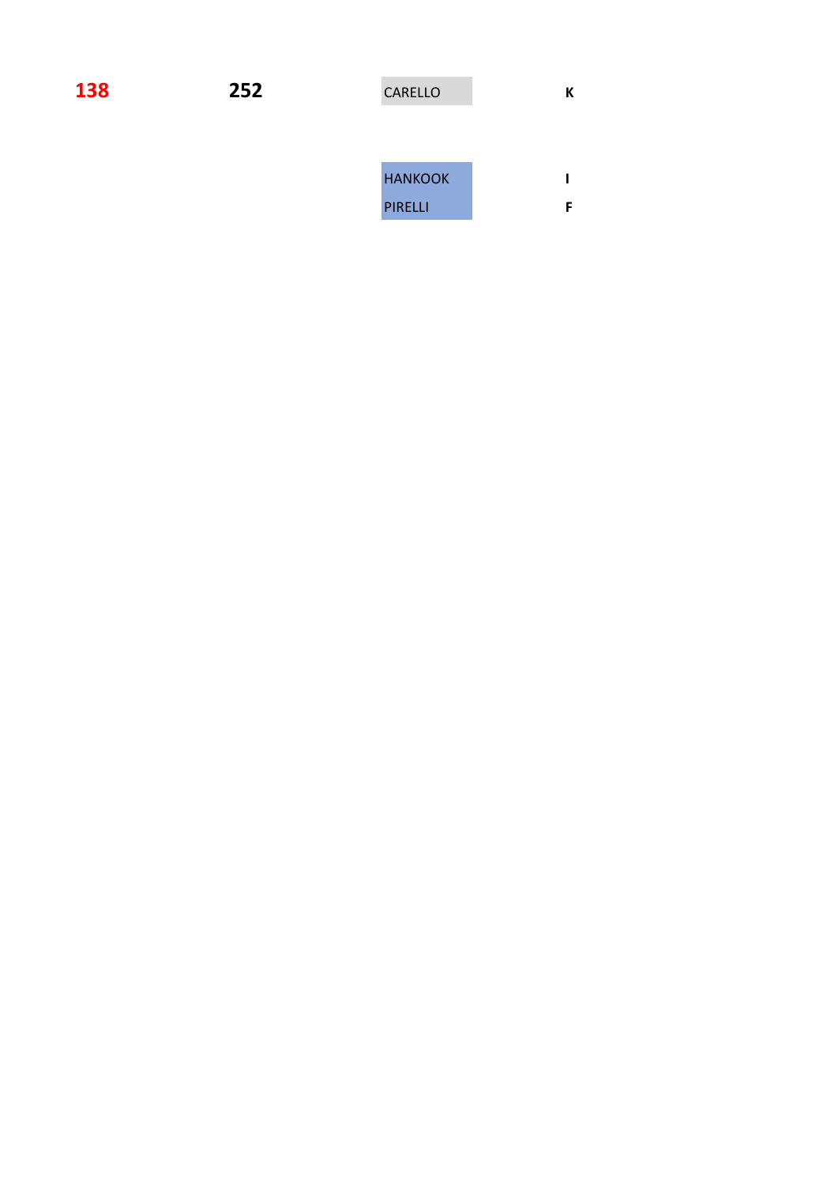| | | | |
|---|---|---|---|
| **138** | **252** | CARELLO | **K** |
| | | | |
| | | HANKOOK | **I** |
| | | PIRELLI | **F** |